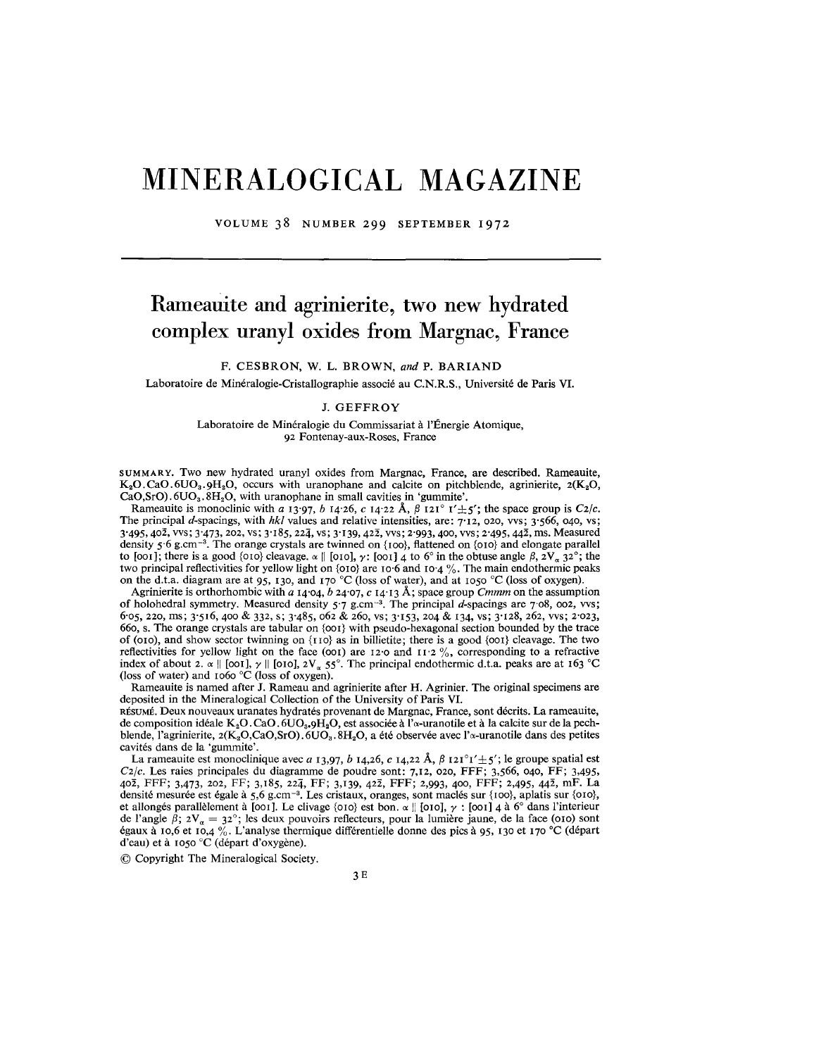# MINERALOGICAL MAGAZINE

VOLUME 38 NUMBER 299 SEPTEMBER 1972

## Rameauite and agrinierite, two new hydrated complex uranyl oxides from Margnac, France

F. CESBRON, W. L. BROWN, *and* P. BARIAND

Laboratoire de Minéralogie-Cristallographie associé au C.N.R.S., Université de Paris VI.

J. GEFFROY

Laboratoire de Minéralogie du Commissariat à l'Énergie Atomique, 92 Fontenay-aux-Roses, France

SUMMARY. Two new hydrated uranyl oxides from Margnac, France, are described. Rameauite, $K_2O.CaO.6UO_3.9H_2O$, occurs with uranophane and calcite on pitchblende, agrinierite, $2(K_2O, CaO,SrO).6UO_3.8H_2O$, with uranophane in small cavities in 'gummite'.

Rameauite is monoclinic with *a* 13·97, *b* 14·26, *c* 14·22 Å, *β* 121° 1′±5′; the space group is *C*2/*c*. The principal *d*-spacings, with *hkl* values and relative intensities, are: 7·12, 020, vvs; 3·566, 040, vs; 3·495, 40$\bar{2}$, vvs; 3·473, 202, vs; 3·185, 22$\bar{4}$, vs; 3·139, 42$\bar{2}$, vvs; 2·993, 400, vvs; 2·495, 44$\bar{2}$, ms. Measured density 5·6 g.cm$^{-3}$. The orange crystals are twinned on {100}, flattened on {010} and elongate parallel to [001]; there is a good {010} cleavage. $\alpha \parallel$ [010], $\gamma$: [001] 4 to 6° in the obtuse angle *β*, $2V_\alpha$ 32°; the two principal reflectivities for yellow light on {010} are 10·6 and 10·4 %. The main endothermic peaks on the d.t.a. diagram are at 95, 130, and 170 °C (loss of water), and at 1050 °C (loss of oxygen).

Agrinierite is orthorhombic with *a* 14·04, *b* 24·07, *c* 14·13 Å; space group *Cmmm* on the assumption of holohedral symmetry. Measured density 5·7 g.cm$^{-3}$. The principal *d*-spacings are 7·08, 002, vvs; 6·05, 220, ms; 3·516, 400 & 332, s; 3·485, 062 & 260, vs; 3·153, 204 & 134, vs; 3·128, 262, vvs; 2·023, 660, s. The orange crystals are tabular on {001} with pseudo-hexagonal section bounded by the trace of (010), and show sector twinning on {110} as in billietite; there is a good {001} cleavage. The two reflectivities for yellow light on the face (001) are 12·0 and 11·2 %, corresponding to a refractive index of about 2. $\alpha \parallel$ [001], $\gamma \parallel$ [010], $2V_\alpha$ 55°. The principal endothermic d.t.a. peaks are at 163 °C (loss of water) and 1060 °C (loss of oxygen).

Rameauite is named after J. Rameau and agrinierite after H. Agrinier. The original specimens are deposited in the Mineralogical Collection of the University of Paris VI.

RÉSUMÉ. Deux nouveaux uranates hydratés provenant de Margnac, France, sont décrits. La rameauite, de composition idéale $K_2O.CaO.6UO_3,9H_2O$, est associée à l'$\alpha$-uranotile et à la calcite sur de la pechblende, l'agrinierite, $2(K_2O,CaO,SrO).6UO_3.8H_2O$, a été observée avec l'$\alpha$-uranotile dans des petites cavités dans de la 'gummite'.

La rameauite est monoclinique avec *a* 13,97, *b* 14,26, *c* 14,22 Å, *β* 121°1′±5′; le groupe spatial est *C*2/*c*. Les raies principales du diagramme de poudre sont: 7,12, 020, FFF; 3,566, 040, FF; 3,495, 40$\bar{2}$, FFF; 3,473, 202, FF; 3,185, 22$\bar{4}$, FF; 3,139, 42$\bar{2}$, FFF; 2,993, 400, FFF; 2,495, 44$\bar{2}$, mF. La densité mesurée est égale à 5,6 g.cm$^{-3}$. Les cristaux, oranges, sont maclés sur {100}, aplatis sur {010}, et allongés parallèlement à [001]. Le clivage {010} est bon. $\alpha \parallel$ [010], $\gamma$ : [001] 4 à 6° dans l'interieur de l'angle *β*; $2V_\alpha$ = 32°; les deux pouvoirs reflecteurs, pour la lumière jaune, de la face (010) sont égaux à 10,6 et 10,4 %. L'analyse thermique différentielle donne des pics à 95, 130 et 170 °C (départ d'eau) et à 1050 °C (départ d'oxygène).

© Copyright The Mineralogical Society.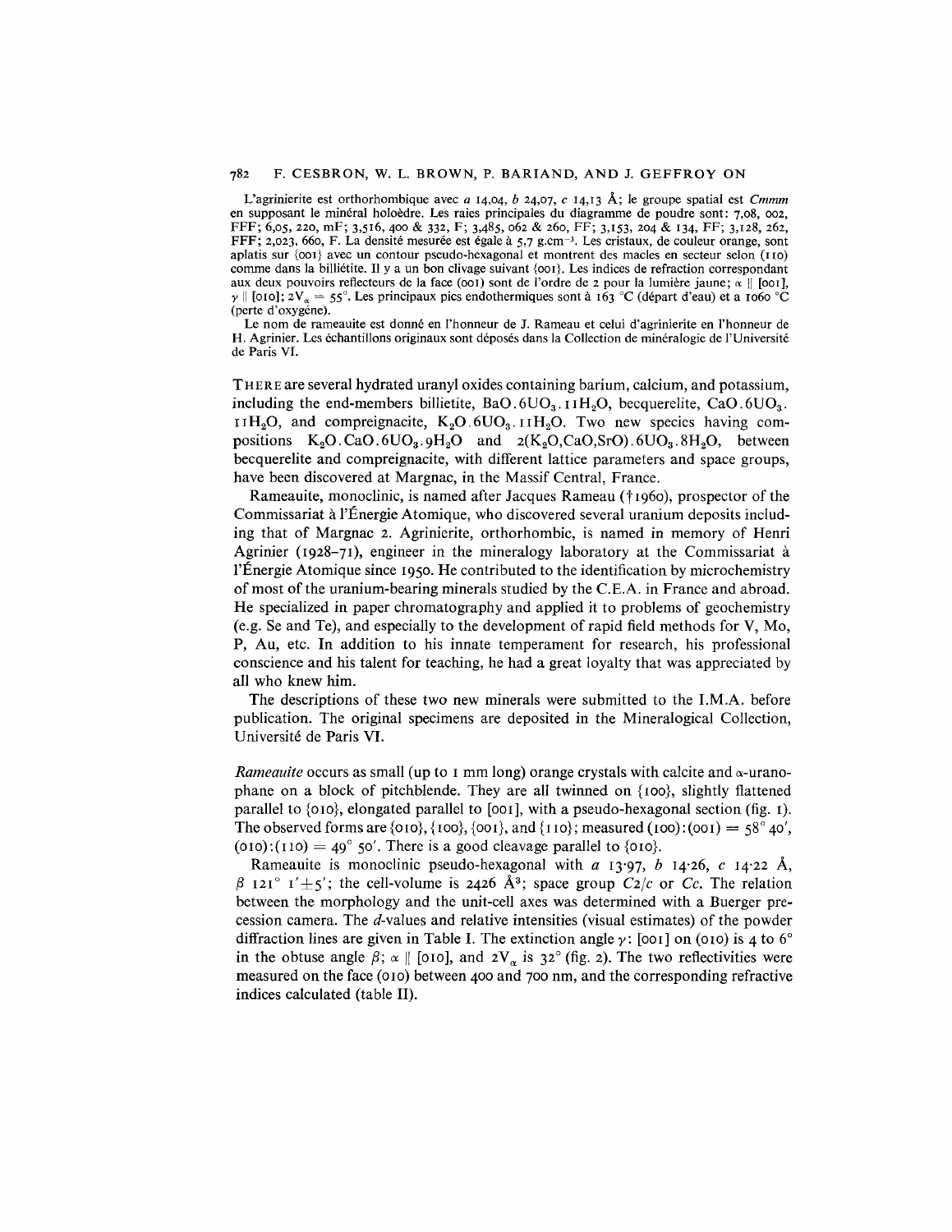L'agrinierite est orthorhombique avec $a$ 14,04, $b$ 24,07, $c$ 14,13 Å; le groupe spatial est *Cmmm* en supposant le minéral holoèdre. Les raies principales du diagramme de poudre sont: 7,08, 002, FFF; 6,05, 220, mF; 3,516, 400 & 332, F; 3,485, 062 & 260, FF; 3,153, 204 & 134, FF; 3,128, 262, FFF; 2,023, 660, F. La densité mesurée est égale à 5,7 g.cm$^{-3}$. Les cristaux, de couleur orange, sont aplatis sur {001} avec un contour pseudo-hexagonal et montrent des macles en secteur selon (110) comme dans la billiétite. Il y a un bon clivage suivant {001}. Les indices de refraction correspondant aux deux pouvoirs reflecteurs de la face (001) sont de l'ordre de 2 pour la lumière jaune; $\alpha \parallel$ [001], $\gamma \parallel$ [010]; $2V_\alpha = 55°$. Les principaux pics endothermiques sont à 163 °C (départ d'eau) et a 1060 °C (perte d'oxygène).

Le nom de rameauite est donné en l'honneur de J. Rameau et celui d'agrinierite en l'honneur de H. Agrinier. Les échantillons originaux sont déposés dans la Collection de minéralogie de l'Université de Paris VI.

THERE are several hydrated uranyl oxides containing barium, calcium, and potassium, including the end-members billietite, $BaO.6UO_3.11H_2O$, becquerelite, $CaO.6UO_3.11H_2O$, and compreignacite, $K_2O.6UO_3.11H_2O$. Two new species having compositions $K_2O.CaO.6UO_3.9H_2O$ and $2(K_2O,CaO,SrO).6UO_3.8H_2O$, between becquerelite and compreignacite, with different lattice parameters and space groups, have been discovered at Margnac, in the Massif Central, France.

Rameauite, monoclinic, is named after Jacques Rameau (†1960), prospector of the Commissariat à l'Énergie Atomique, who discovered several uranium deposits including that of Margnac 2. Agrinierite, orthorhombic, is named in memory of Henri Agrinier (1928–71), engineer in the mineralogy laboratory at the Commissariat à l'Énergie Atomique since 1950. He contributed to the identification by microchemistry of most of the uranium-bearing minerals studied by the C.E.A. in France and abroad. He specialized in paper chromatography and applied it to problems of geochemistry (e.g. Se and Te), and especially to the development of rapid field methods for V, Mo, P, Au, etc. In addition to his innate temperament for research, his professional conscience and his talent for teaching, he had a great loyalty that was appreciated by all who knew him.

The descriptions of these two new minerals were submitted to the I.M.A. before publication. The original specimens are deposited in the Mineralogical Collection, Université de Paris VI.

*Rameauite* occurs as small (up to 1 mm long) orange crystals with calcite and α-uranophane on a block of pitchblende. They are all twinned on {100}, slightly flattened parallel to {010}, elongated parallel to [001], with a pseudo-hexagonal section (fig. 1). The observed forms are {010}, {100}, {001}, and {110}; measured (100):(001) = 58° 40′, (010):(110) = 49° 50′. There is a good cleavage parallel to {010}.

Rameauite is monoclinic pseudo-hexagonal with $a$ 13·97, $b$ 14·26, $c$ 14·22 Å, $\beta$ 121° 1′±5′; the cell-volume is 2426 Å$^3$; space group $C2/c$ or $Cc$. The relation between the morphology and the unit-cell axes was determined with a Buerger precession camera. The $d$-values and relative intensities (visual estimates) of the powder diffraction lines are given in Table I. The extinction angle $\gamma$: [001] on (010) is 4 to 6° in the obtuse angle $\beta$; $\alpha \parallel$ [010], and $2V_\alpha$ is 32° (fig. 2). The two reflectivities were measured on the face (010) between 400 and 700 nm, and the corresponding refractive indices calculated (table II).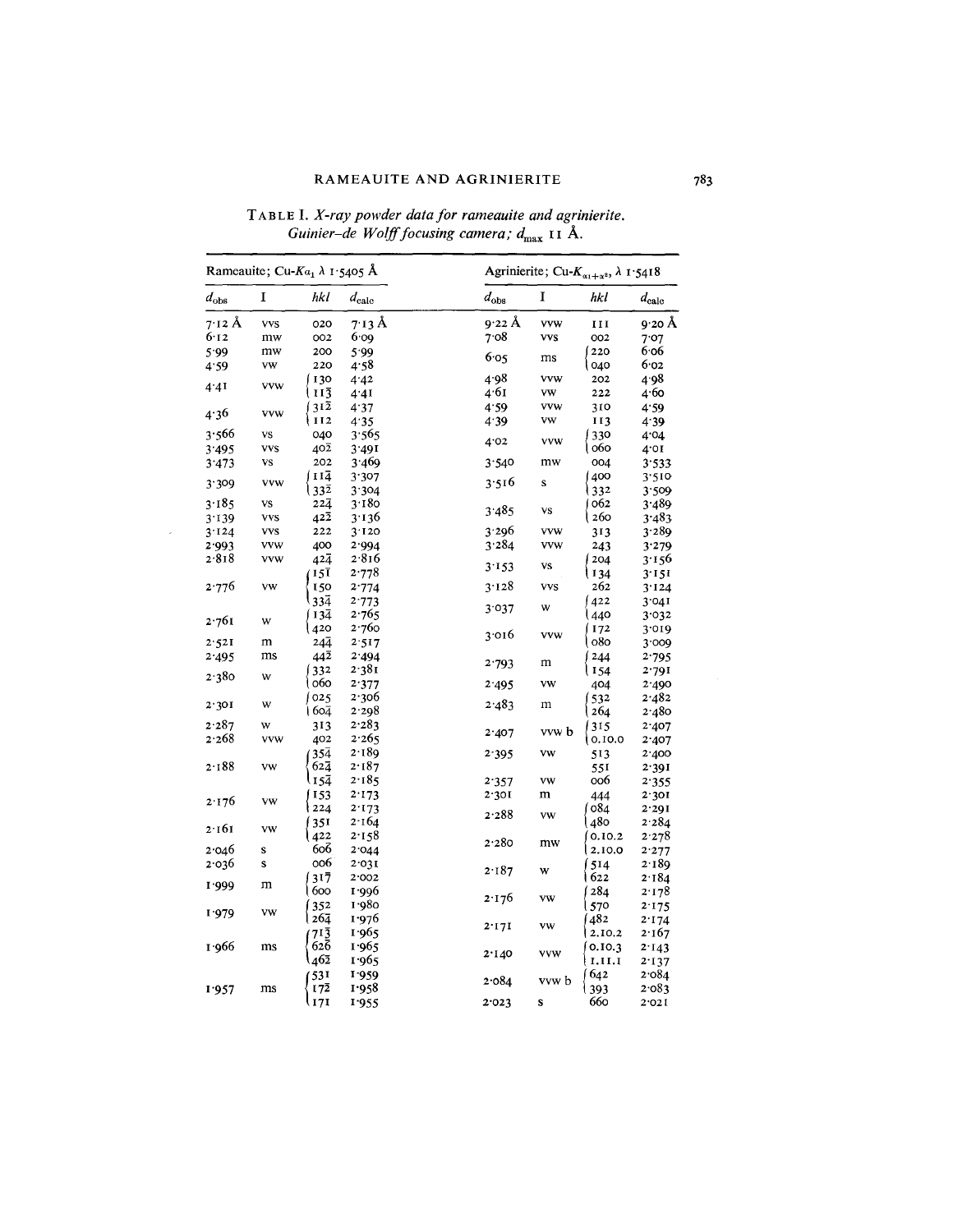TABLE I. *X-ray powder data for rameauite and agrinierite. Guinier–de Wolff focusing camera;* $d_{max}$ 11 Å.

| Rameauite; Cu-$K\alpha_1$ λ 1·5405 Å | | | |
|---|---|---|---|
| $d_{obs}$ | I | *hkl* | $d_{calc}$ |
| 7·12 Å | vvs | 020 | 7·13 Å |
| 6·12 | mw | 002 | 6·09 |
| 5·99 | mw | 200 | 5·99 |
| 4·59 | vw | 220 | 4·58 |
| 4·41 | vvw | 130 | 4·42 |
| | | $11\bar{3}$ | 4·41 |
| 4·36 | vvw | $31\bar{2}$ | 4·37 |
| | | 112 | 4·35 |
| 3·566 | vs | 040 | 3·565 |
| 3·495 | vvs | $40\bar{2}$ | 3·491 |
| 3·473 | vs | 202 | 3·469 |
| 3·309 | vvw | $11\bar{4}$ | 3·307 |
| | | $33\bar{2}$ | 3·304 |
| 3·185 | vs | $22\bar{4}$ | 3·180 |
| 3·139 | vvs | $42\bar{2}$ | 3·136 |
| 3·124 | vvs | 222 | 3·120 |
| 2·993 | vvw | 400 | 2·994 |
| 2·818 | vvw | $42\bar{4}$ | 2·816 |
| 2·776 | vw | $15\bar{1}$ | 2·778 |
| | | 150 | 2·774 |
| | | $33\bar{4}$ | 2·773 |
| 2·761 | w | $13\bar{4}$ | 2·765 |
| | | 420 | 2·760 |
| 2·521 | m | $24\bar{4}$ | 2·517 |
| 2·495 | ms | $44\bar{2}$ | 2·494 |
| 2·380 | w | 332 | 2·381 |
| | | 060 | 2·377 |
| 2·301 | w | 025 | 2·306 |
| | | $60\bar{4}$ | 2·298 |
| 2·287 | w | 313 | 2·283 |
| 2·268 | vvw | 402 | 2·265 |
| 2·188 | vw | $35\bar{4}$ | 2·189 |
| | | $62\bar{4}$ | 2·187 |
| | | $15\bar{4}$ | 2·185 |
| 2·176 | vw | 153 | 2·173 |
| | | 224 | 2·173 |
| 2·161 | vw | 351 | 2·164 |
| | | 422 | 2·158 |
| 2·046 | s | $60\bar{6}$ | 2·044 |
| 2·036 | s | 006 | 2·031 |
| 1·999 | m | $31\bar{7}$ | 2·002 |
| | | 600 | 1·996 |
| 1·979 | vw | 352 | 1·980 |
| | | $26\bar{4}$ | 1·976 |
| 1·966 | ms | $71\bar{3}$ | 1·965 |
| | | $62\bar{6}$ | 1·965 |
| | | $46\bar{2}$ | 1·965 |
| 1·957 | ms | 531 | 1·959 |
| | | $17\bar{2}$ | 1·958 |
| | | 171 | 1·955 |

| Agrinierite; Cu-$K_{\alpha_1+\alpha_2}$, λ 1·5418 | | | |
|---|---|---|---|
| $d_{obs}$ | I | *hkl* | $d_{calc}$ |
| 9·22 Å | vvw | 111 | 9·20 Å |
| 7·08 | vvs | 002 | 7·07 |
| 6·05 | ms | 220 | 6·06 |
| | | 040 | 6·02 |
| 4·98 | vvw | 202 | 4·98 |
| 4·61 | vw | 222 | 4·60 |
| 4·59 | vvw | 310 | 4·59 |
| 4·39 | vw | 113 | 4·39 |
| 4·02 | vvw | 330 | 4·04 |
| | | 060 | 4·01 |
| 3·540 | mw | 004 | 3·533 |
| 3·516 | s | 400 | 3·510 |
| | | 332 | 3·509 |
| 3·485 | vs | 062 | 3·489 |
| | | 260 | 3·483 |
| 3·296 | vvw | 313 | 3·289 |
| 3·284 | vvw | 243 | 3·279 |
| 3·153 | vs | 204 | 3·156 |
| | | 134 | 3·151 |
| 3·128 | vvs | 262 | 3·124 |
| 3·037 | w | 422 | 3·041 |
| | | 440 | 3·032 |
| 3·016 | vvw | 172 | 3·019 |
| | | 080 | 3·009 |
| 2·793 | m | 244 | 2·795 |
| | | 154 | 2·791 |
| 2·495 | vw | 404 | 2·490 |
| 2·483 | m | 532 | 2·482 |
| | | 264 | 2·480 |
| 2·407 | vvw b | 315 | 2·407 |
| | | 0.10.0 | 2·407 |
| 2·395 | vw | 513 | 2·400 |
| | | 551 | 2·391 |
| 2·357 | vw | 006 | 2·355 |
| 2·301 | m | 444 | 2·301 |
| 2·288 | vw | 084 | 2·291 |
| | | 480 | 2·284 |
| 2·280 | mw | 0.10.2 | 2·278 |
| | | 2.10.0 | 2·277 |
| 2·187 | w | 514 | 2·189 |
| | | 622 | 2·184 |
| 2·176 | vw | 284 | 2·178 |
| | | 570 | 2·175 |
| 2·171 | vw | 482 | 2·174 |
| | | 2.10.2 | 2·167 |
| 2·140 | vvw | 0.10.3 | 2·143 |
| | | 1.11.1 | 2·137 |
| 2·084 | vvw b | 642 | 2·084 |
| | | 393 | 2·083 |
| 2·023 | s | 660 | 2·021 |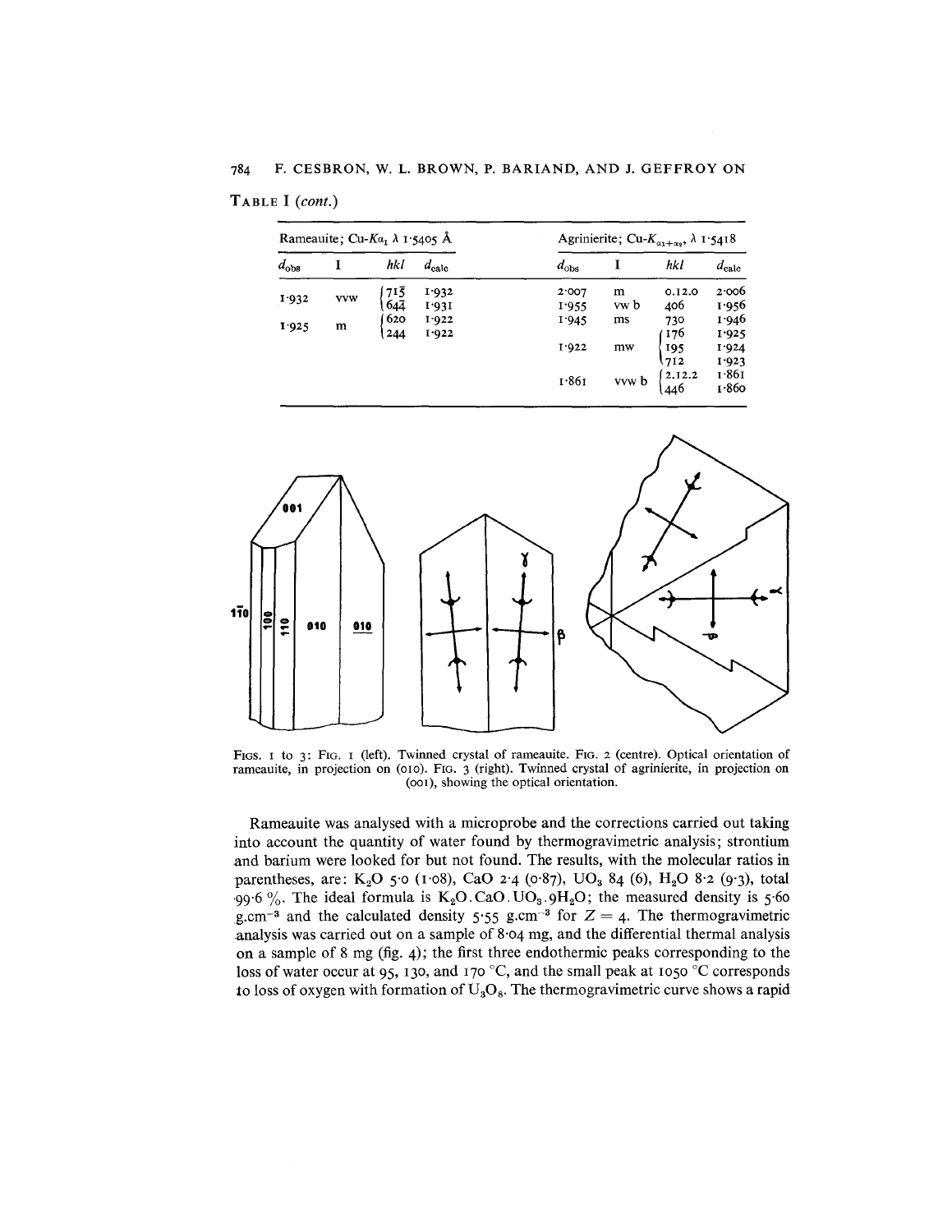TABLE I (cont.)

| Rameauite; Cu-$K\alpha_1$ λ 1·5405 Å | | | | Agrinierite; Cu-$K_{\alpha_1+\alpha_2}$, λ 1·5418 | | | |
|---|---|---|---|---|---|---|---|
| $d_{obs}$ | I | hkl | $d_{calc}$ | $d_{obs}$ | I | hkl | $d_{calc}$ |
| 1·932 | vvw | $71\bar{5}$ | 1·932 | 2·007 | m | 0.12.0 | 2·006 |
| | | $64\bar{4}$ | 1·931 | 1·955 | vw b | 406 | 1·956 |
| 1·925 | m | 620 | 1·922 | 1·945 | ms | 730 | 1·946 |
| | | 244 | 1·922 | 1·922 | mw | 176 | 1·925 |
| | | | | | | 195 | 1·924 |
| | | | | | | 712 | 1·923 |
| | | | | 1·861 | vvw b | 2.12.2 | 1·861 |
| | | | | | | 446 | 1·860 |

FIGS. 1 to 3: FIG. 1 (left). Twinned crystal of rameauite. FIG. 2 (centre). Optical orientation of rameauite, in projection on (010). FIG. 3 (right). Twinned crystal of agrinierite, in projection on (001), showing the optical orientation.

Rameauite was analysed with a microprobe and the corrections carried out taking into account the quantity of water found by thermogravimetric analysis; strontium and barium were looked for but not found. The results, with the molecular ratios in parentheses, are: $K_2O$ 5·0 (1·08), CaO 2·4 (0·87), $UO_3$ 84 (6), $H_2O$ 8·2 (9·3), total 99·6 %. The ideal formula is $K_2O.CaO.UO_3.9H_2O$; the measured density is 5·60 g.cm$^{-3}$ and the calculated density 5·55 g.cm$^{-3}$ for $Z = 4$. The thermogravimetric analysis was carried out on a sample of 8·04 mg, and the differential thermal analysis on a sample of 8 mg (fig. 4); the first three endothermic peaks corresponding to the loss of water occur at 95, 130, and 170 °C, and the small peak at 1050 °C corresponds to loss of oxygen with formation of $U_3O_8$. The thermogravimetric curve shows a rapid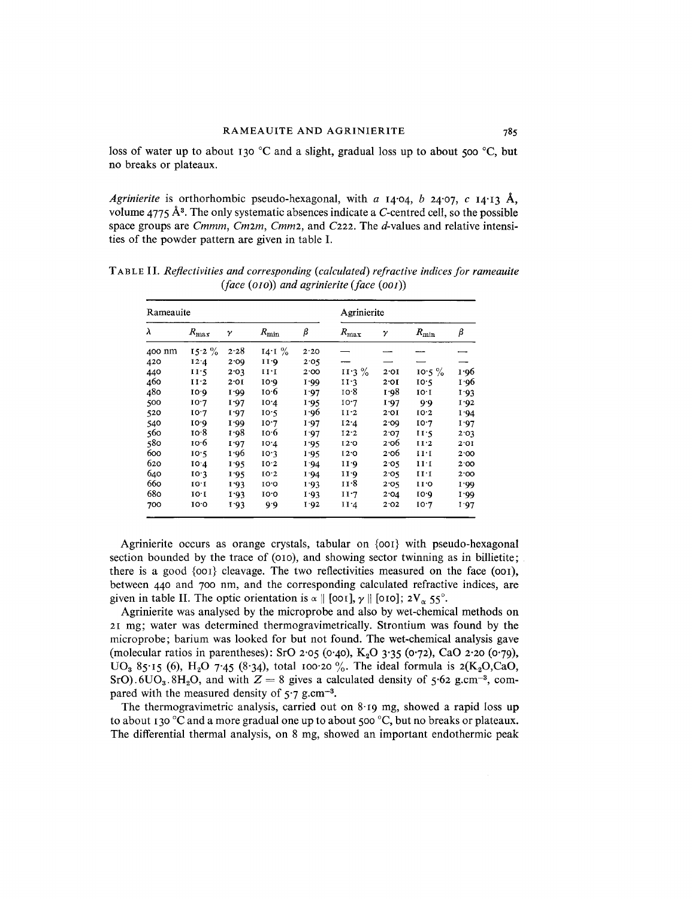loss of water up to about 130 °C and a slight, gradual loss up to about 500 °C, but no breaks or plateaux.

*Agrinierite* is orthorhombic pseudo-hexagonal, with *a* 14·04, *b* 24·07, *c* 14·13 Å, volume 4775 $Å^3$. The only systematic absences indicate a *C*-centred cell, so the possible space groups are *Cmmm*, *Cm2m*, *Cmm2*, and *C222*. The *d*-values and relative intensities of the powder pattern are given in table I.

TABLE II. *Reflectivities and corresponding (calculated) refractive indices for rameauite (face (010)) and agrinierite (face (001))*

| Rameauite | | | | | Agrinierite | | | |
|---|---|---|---|---|---|---|---|---|
| $\lambda$ | $R_{max}$ | $\gamma$ | $R_{min}$ | $\beta$ | $R_{max}$ | $\gamma$ | $R_{min}$ | $\beta$ |
| 400 nm | 15·2 % | 2·28 | 14·1 % | 2·20 | — | — | — | — |
| 420 | 12·4 | 2·09 | 11·9 | 2·05 | — | — | — | — |
| 440 | 11·5 | 2·03 | 11·1 | 2·00 | 11·3 % | 2·01 | 10·5 % | 1·96 |
| 460 | 11·2 | 2·01 | 10·9 | 1·99 | 11·3 | 2·01 | 10·5 | 1·96 |
| 480 | 10·9 | 1·99 | 10·6 | 1·97 | 10·8 | 1·98 | 10·1 | 1·93 |
| 500 | 10·7 | 1·97 | 10·4 | 1·95 | 10·7 | 1·97 | 9·9 | 1·92 |
| 520 | 10·7 | 1·97 | 10·5 | 1·96 | 11·2 | 2·01 | 10·2 | 1·94 |
| 540 | 10·9 | 1·99 | 10·7 | 1·97 | 12·4 | 2·09 | 10·7 | 1·97 |
| 560 | 10·8 | 1·98 | 10·6 | 1·97 | 12·2 | 2·07 | 11·5 | 2·03 |
| 580 | 10·6 | 1·97 | 10·4 | 1·95 | 12·0 | 2·06 | 11·2 | 2·01 |
| 600 | 10·5 | 1·96 | 10·3 | 1·95 | 12·0 | 2·06 | 11·1 | 2·00 |
| 620 | 10·4 | 1·95 | 10·2 | 1·94 | 11·9 | 2·05 | 11·1 | 2·00 |
| 640 | 10·3 | 1·95 | 10·2 | 1·94 | 11·9 | 2·05 | 11·1 | 2·00 |
| 660 | 10·1 | 1·93 | 10·0 | 1·93 | 11·8 | 2·05 | 11·0 | 1·99 |
| 680 | 10·1 | 1·93 | 10·0 | 1·93 | 11·7 | 2·04 | 10·9 | 1·99 |
| 700 | 10·0 | 1·93 | 9·9 | 1·92 | 11·4 | 2·02 | 10·7 | 1·97 |

Agrinierite occurs as orange crystals, tabular on {001} with pseudo-hexagonal section bounded by the trace of (010), and showing sector twinning as in billietite; there is a good {001} cleavage. The two reflectivities measured on the face (001), between 440 and 700 nm, and the corresponding calculated refractive indices, are given in table II. The optic orientation is $\alpha \parallel [001]$, $\gamma \parallel [010]$; $2V_{\alpha}$ 55°.

Agrinierite was analysed by the microprobe and also by wet-chemical methods on 21 mg; water was determined thermogravimetrically. Strontium was found by the microprobe; barium was looked for but not found. The wet-chemical analysis gave (molecular ratios in parentheses): SrO 2·05 (0·40), $K_2O$ 3·35 (0·72), CaO 2·20 (0·79), $UO_3$ 85·15 (6), $H_2O$ 7·45 (8·34), total 100·20 %. The ideal formula is $2(K_2O,CaO,SrO).6UO_3.8H_2O$, and with $Z = 8$ gives a calculated density of 5·62 g.cm$^{-3}$, compared with the measured density of 5·7 g.cm$^{-3}$.

The thermogravimetric analysis, carried out on 8·19 mg, showed a rapid loss up to about 130 °C and a more gradual one up to about 500 °C, but no breaks or plateaux. The differential thermal analysis, on 8 mg, showed an important endothermic peak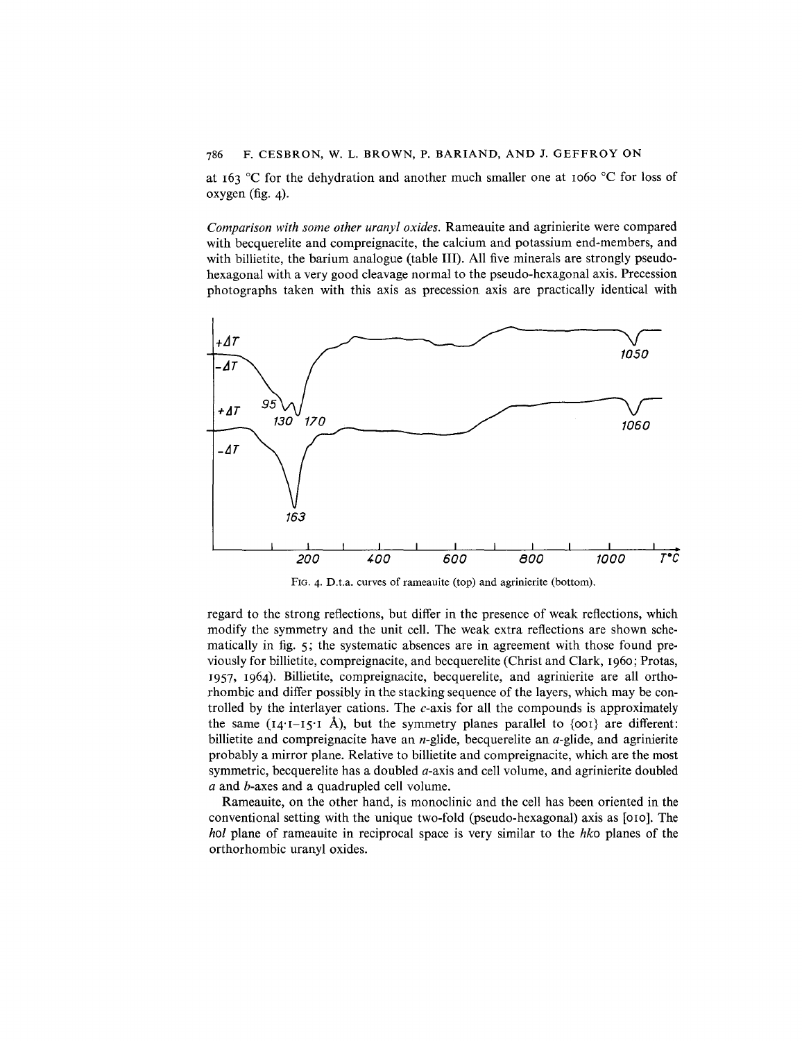at 163 °C for the dehydration and another much smaller one at 1060 °C for loss of oxygen (fig. 4).

*Comparison with some other uranyl oxides.* Rameauite and agrinierite were compared with becquerelite and compreignacite, the calcium and potassium end-members, and with billietite, the barium analogue (table III). All five minerals are strongly pseudo-hexagonal with a very good cleavage normal to the pseudo-hexagonal axis. Precession photographs taken with this axis as precession axis are practically identical with

+ΔT
−ΔT
95
130 170
1050
+ΔT
−ΔT
163
1060
200
400
600
800
1000
T°C

FIG. 4. D.t.a. curves of rameauite (top) and agrinierite (bottom).

regard to the strong reflections, but differ in the presence of weak reflections, which modify the symmetry and the unit cell. The weak extra reflections are shown schematically in fig. 5; the systematic absences are in agreement with those found previously for billietite, compreignacite, and becquerelite (Christ and Clark, 1960; Protas, 1957, 1964). Billietite, compreignacite, becquerelite, and agrinierite are all orthorhombic and differ possibly in the stacking sequence of the layers, which may be controlled by the interlayer cations. The *c*-axis for all the compounds is approximately the same (14·1–15·1 Å), but the symmetry planes parallel to {001} are different: billietite and compreignacite have an *n*-glide, becquerelite an *a*-glide, and agrinierite probably a mirror plane. Relative to billietite and compreignacite, which are the most symmetric, becquerelite has a doubled *a*-axis and cell volume, and agrinierite doubled *a* and *b*-axes and a quadrupled cell volume.

Rameauite, on the other hand, is monoclinic and the cell has been oriented in the conventional setting with the unique two-fold (pseudo-hexagonal) axis as [010]. The *h0l* plane of rameauite in reciprocal space is very similar to the *hk0* planes of the orthorhombic uranyl oxides.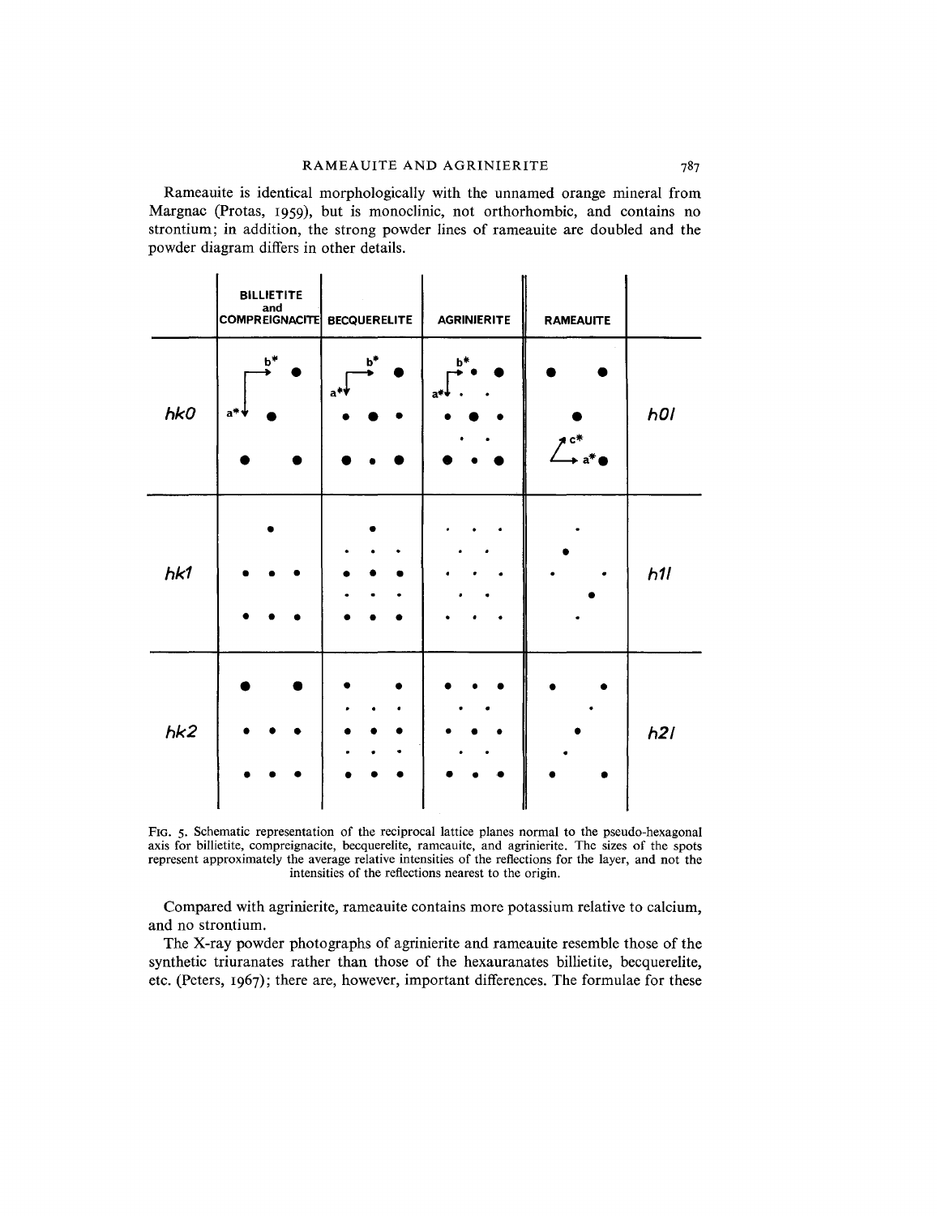Rameauite is identical morphologically with the unnamed orange mineral from Margnac (Protas, 1959), but is monoclinic, not orthorhombic, and contains no strontium; in addition, the strong powder lines of rameauite are doubled and the powder diagram differs in other details.

FIG. 5. Schematic representation of the reciprocal lattice planes normal to the pseudo-hexagonal axis for billietite, compreignacite, becquerelite, rameauite, and agrinierite. The sizes of the spots represent approximately the average relative intensities of the reflections for the layer, and not the intensities of the reflections nearest to the origin.

Compared with agrinierite, rameauite contains more potassium relative to calcium, and no strontium.

The X-ray powder photographs of agrinierite and rameauite resemble those of the synthetic triuranates rather than those of the hexauranates billietite, becquerelite, etc. (Peters, 1967); there are, however, important differences. The formulae for these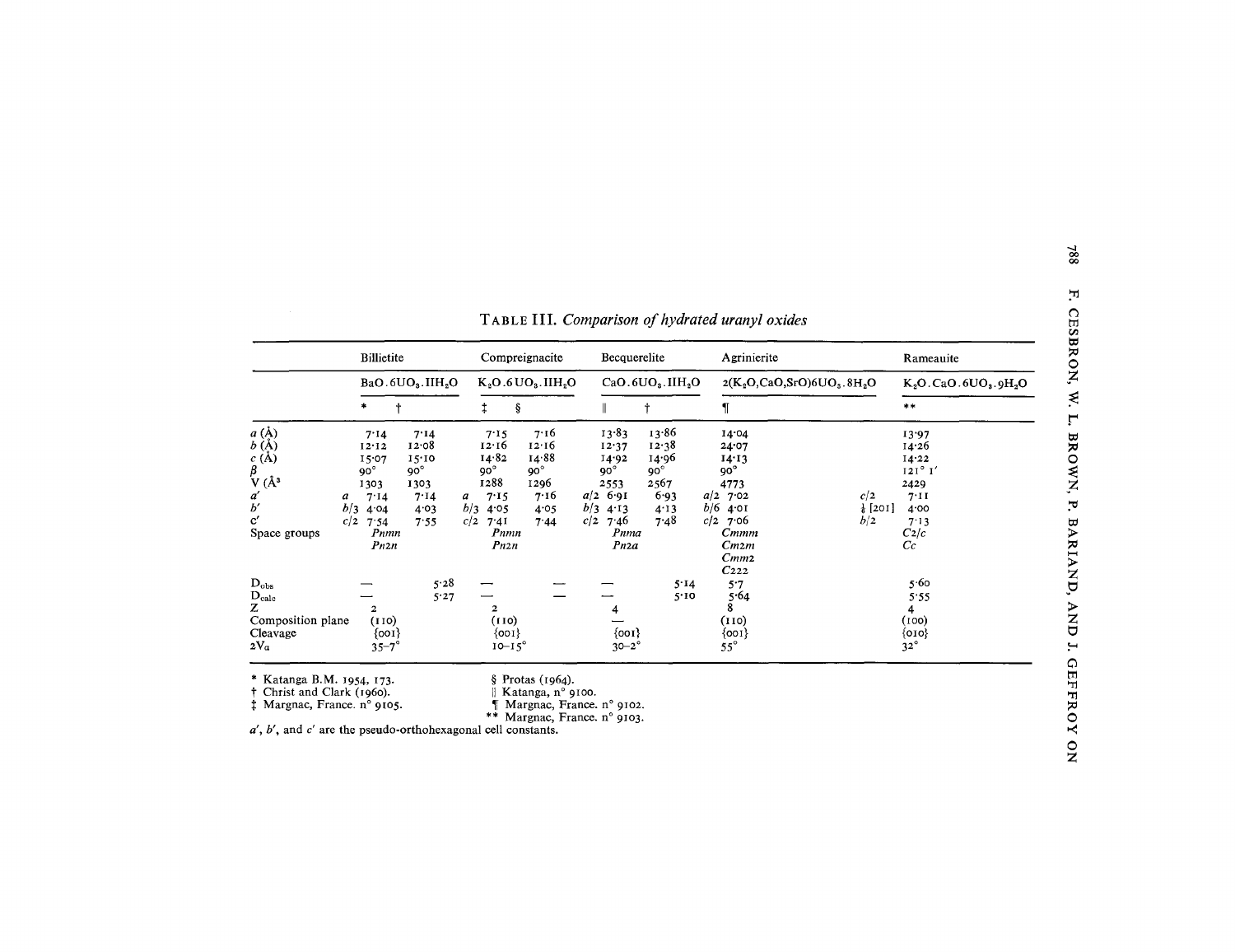TABLE III. *Comparison of hydrated uranyl oxides*

| | Billietite | | | Compreignacite | | | Becquerelite | | | Agrinierite | | Rameauite | |
|---|---|---|---|---|---|---|---|---|---|---|---|---|---|
| | $BaO.6UO_3.11H_2O$ | | | $K_2O.6UO_3.11H_2O$ | | | $CaO.6UO_3.11H_2O$ | | | $2(K_2O,CaO,SrO)6UO_3.8H_2O$ | | $K_2O.CaO.6UO_3.9H_2O$ | |
| | | * | † | | ‡ | § | | ‖ | † | | ¶ | | ** |
| a (Å) | | 7·14 | 7·14 | | 7·15 | 7·16 | | 13·83 | 13·86 | | 14·04 | | 13·97 |
| b (Å) | | 12·12 | 12·08 | | 12·16 | 12·16 | | 12·37 | 12·38 | | 24·07 | | 14·26 |
| c (Å) | | 15·07 | 15·10 | | 14·82 | 14·88 | | 14·92 | 14·96 | | 14·13 | | 14·22 |
| β | | 90° | 90° | | 90° | 90° | | 90° | 90° | | 90° | | 121° 1′ |
| V (Å³) | | 1303 | 1303 | | 1288 | 1296 | | 2553 | 2567 | | 4773 | | 2429 |
| a′ | a | 7·14 | 7·14 | a | 7·15 | 7·16 | a/2 | 6·91 | 6·93 | a/2 | 7·02 | c/2 | 7·11 |
| b′ | b/3 | 4·04 | 4·03 | b/3 | 4·05 | 4·05 | b/3 | 4·13 | 4·13 | b/6 | 4·01 | ⅓ [201] | 4·00 |
| c′ | c/2 | 7·54 | 7·55 | c/2 | 7·41 | 7·44 | c/2 | 7·46 | 7·48 | c/2 | 7·06 | b/2 | 7·13 |
| Space groups | | *Pnmn* *Pn2n* | | | *Pnmn* *Pn2n* | | | *Pnma* *Pn2a* | | | *Cmmm* *Cm2m* *Cmm2* *C222* | | *C2/c* *Cc* |
| $D_{obs}$ | | — | 5·28 | | — | — | | — | 5·14 | | 5·7 | | 5·60 |
| $D_{calc}$ | | — | 5·27 | | — | — | | — | 5·10 | | 5·64 | | 5·55 |
| Z | | 2 | | | 2 | | | 4 | | | 8 | | 4 |
| Composition plane | | (110) | | | (110) | | | — | | | (110) | | (100) |
| Cleavage | | {001} | | | {001} | | | {001} | | | {001} | | {010} |
| $2V_\alpha$ | | 35–7° | | | 10–15° | | | 30–2° | | | 55° | | 32° |

\* Katanga B.M. 1954, 173.
† Christ and Clark (1960).
‡ Margnac, France. n° 9105.
§ Protas (1964).
‖ Katanga, n° 9100.
¶ Margnac, France. n° 9102.
** Margnac, France. n° 9103.

*a′*, *b′*, and *c′* are the pseudo-orthohexagonal cell constants.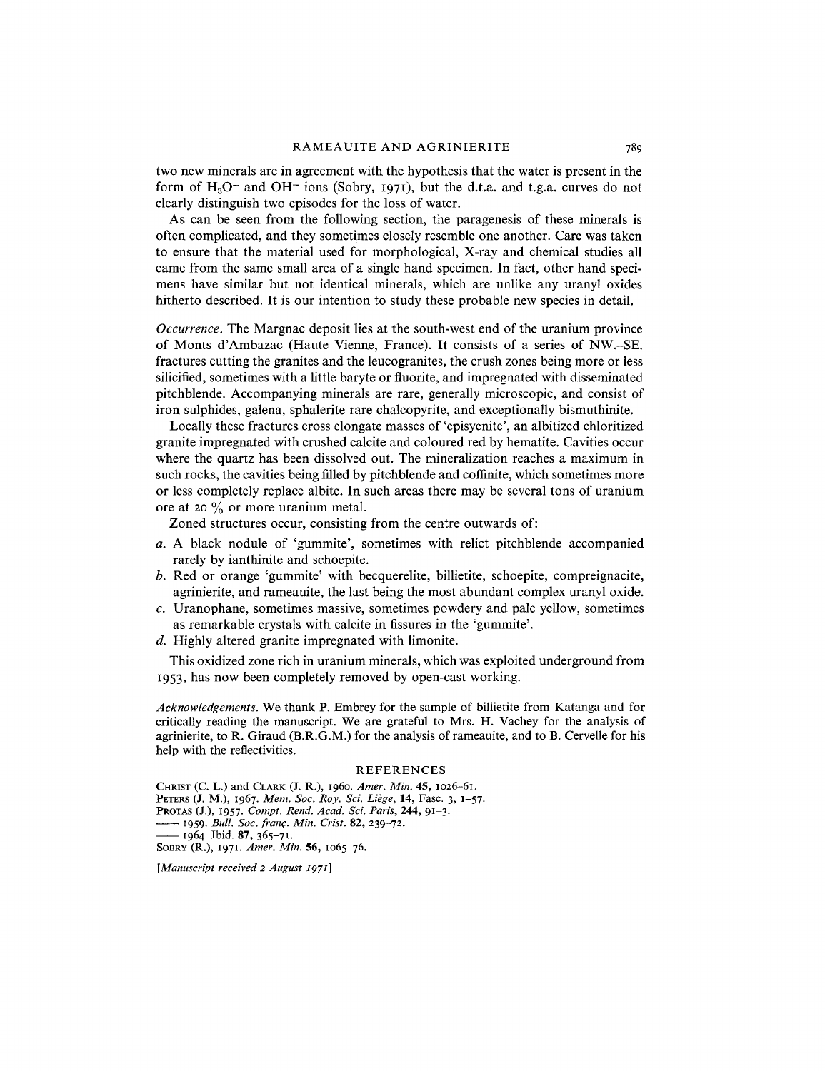two new minerals are in agreement with the hypothesis that the water is present in the form of $H_3O^+$ and $OH^-$ ions (Sobry, 1971), but the d.t.a. and t.g.a. curves do not clearly distinguish two episodes for the loss of water.

As can be seen from the following section, the paragenesis of these minerals is often complicated, and they sometimes closely resemble one another. Care was taken to ensure that the material used for morphological, X-ray and chemical studies all came from the same small area of a single hand specimen. In fact, other hand specimens have similar but not identical minerals, which are unlike any uranyl oxides hitherto described. It is our intention to study these probable new species in detail.

*Occurrence.* The Margnac deposit lies at the south-west end of the uranium province of Monts d'Ambazac (Haute Vienne, France). It consists of a series of NW.–SE. fractures cutting the granites and the leucogranites, the crush zones being more or less silicified, sometimes with a little baryte or fluorite, and impregnated with disseminated pitchblende. Accompanying minerals are rare, generally microscopic, and consist of iron sulphides, galena, sphalerite rare chalcopyrite, and exceptionally bismuthinite.

Locally these fractures cross elongate masses of 'episyenite', an albitized chloritized granite impregnated with crushed calcite and coloured red by hematite. Cavities occur where the quartz has been dissolved out. The mineralization reaches a maximum in such rocks, the cavities being filled by pitchblende and coffinite, which sometimes more or less completely replace albite. In such areas there may be several tons of uranium ore at 20 % or more uranium metal.

Zoned structures occur, consisting from the centre outwards of:

*a.* A black nodule of 'gummite', sometimes with relict pitchblende accompanied rarely by ianthinite and schoepite.

*b.* Red or orange 'gummite' with becquerelite, billietite, schoepite, compreignacite, agrinierite, and rameauite, the last being the most abundant complex uranyl oxide.

*c.* Uranophane, sometimes massive, sometimes powdery and pale yellow, sometimes as remarkable crystals with calcite in fissures in the 'gummite'.

*d.* Highly altered granite impregnated with limonite.

This oxidized zone rich in uranium minerals, which was exploited underground from 1953, has now been completely removed by open-cast working.

*Acknowledgements.* We thank P. Embrey for the sample of billietite from Katanga and for critically reading the manuscript. We are grateful to Mrs. H. Vachey for the analysis of agrinierite, to R. Giraud (B.R.G.M.) for the analysis of rameauite, and to B. Cervelle for his help with the reflectivities.

## REFERENCES

Christ (C. L.) and Clark (J. R.), 1960. *Amer. Min.* **45**, 1026–61.

Peters (J. M.), 1967. *Mem. Soc. Roy. Sci. Liège*, **14**, Fasc. 3, 1–57.

Protas (J.), 1957. *Compt. Rend. Acad. Sci. Paris*, **244**, 91–3.

—— 1959. *Bull. Soc. franç. Min. Crist.* **82**, 239–72.

—— 1964. Ibid. **87**, 365–71.

Sobry (R.), 1971. *Amer. Min.* **56**, 1065–76.

*[Manuscript received 2 August 1971]*